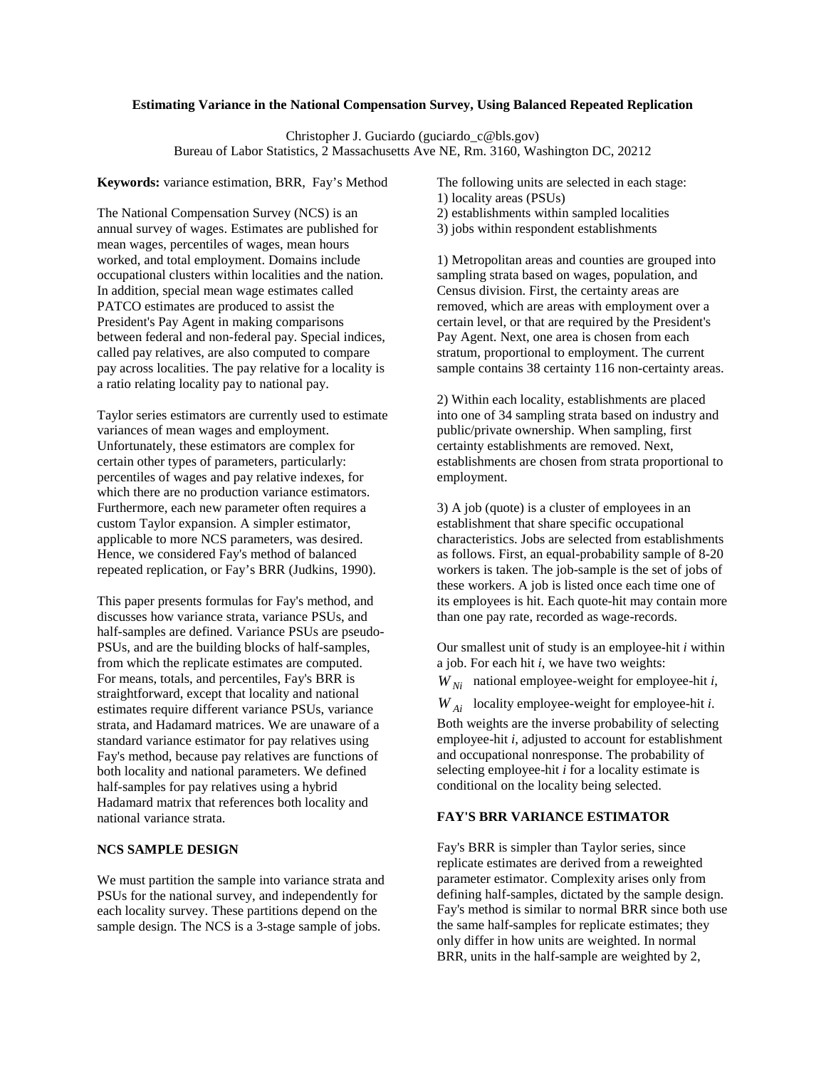**Estimating Variance in the National Compensation Survey, Using Balanced Repeated Replication**

Christopher J. Guciardo (guciardo_c@bls.gov)
Bureau of Labor Statistics, 2 Massachusetts Ave NE, Rm. 3160, Washington DC, 20212

**Keywords:** variance estimation, BRR, Fay's Method

The National Compensation Survey (NCS) is an annual survey of wages. Estimates are published for mean wages, percentiles of wages, mean hours worked, and total employment. Domains include occupational clusters within localities and the nation. In addition, special mean wage estimates called PATCO estimates are produced to assist the President's Pay Agent in making comparisons between federal and non-federal pay. Special indices, called pay relatives, are also computed to compare pay across localities. The pay relative for a locality is a ratio relating locality pay to national pay.

Taylor series estimators are currently used to estimate variances of mean wages and employment. Unfortunately, these estimators are complex for certain other types of parameters, particularly: percentiles of wages and pay relative indexes, for which there are no production variance estimators. Furthermore, each new parameter often requires a custom Taylor expansion. A simpler estimator, applicable to more NCS parameters, was desired. Hence, we considered Fay's method of balanced repeated replication, or Fay's BRR (Judkins, 1990).

This paper presents formulas for Fay's method, and discusses how variance strata, variance PSUs, and half-samples are defined. Variance PSUs are pseudo-PSUs, and are the building blocks of half-samples, from which the replicate estimates are computed. For means, totals, and percentiles, Fay's BRR is straightforward, except that locality and national estimates require different variance PSUs, variance strata, and Hadamard matrices. We are unaware of a standard variance estimator for pay relatives using Fay's method, because pay relatives are functions of both locality and national parameters. We defined half-samples for pay relatives using a hybrid Hadamard matrix that references both locality and national variance strata.

## NCS SAMPLE DESIGN

We must partition the sample into variance strata and PSUs for the national survey, and independently for each locality survey. These partitions depend on the sample design. The NCS is a 3-stage sample of jobs.

The following units are selected in each stage:
1) locality areas (PSUs)
2) establishments within sampled localities
3) jobs within respondent establishments

1) Metropolitan areas and counties are grouped into sampling strata based on wages, population, and Census division. First, the certainty areas are removed, which are areas with employment over a certain level, or that are required by the President's Pay Agent. Next, one area is chosen from each stratum, proportional to employment. The current sample contains 38 certainty 116 non-certainty areas.

2) Within each locality, establishments are placed into one of 34 sampling strata based on industry and public/private ownership. When sampling, first certainty establishments are removed. Next, establishments are chosen from strata proportional to employment.

3) A job (quote) is a cluster of employees in an establishment that share specific occupational characteristics. Jobs are selected from establishments as follows. First, an equal-probability sample of 8-20 workers is taken. The job-sample is the set of jobs of these workers. A job is listed once each time one of its employees is hit. Each quote-hit may contain more than one pay rate, recorded as wage-records.

Our smallest unit of study is an employee-hit *i* within a job. For each hit *i*, we have two weights:

$W_{Ni}$ national employee-weight for employee-hit *i*,

$W_{Ai}$ locality employee-weight for employee-hit *i*.

Both weights are the inverse probability of selecting employee-hit *i*, adjusted to account for establishment and occupational nonresponse. The probability of selecting employee-hit *i* for a locality estimate is conditional on the locality being selected.

## FAY'S BRR VARIANCE ESTIMATOR

Fay's BRR is simpler than Taylor series, since replicate estimates are derived from a reweighted parameter estimator. Complexity arises only from defining half-samples, dictated by the sample design. Fay's method is similar to normal BRR since both use the same half-samples for replicate estimates; they only differ in how units are weighted. In normal BRR, units in the half-sample are weighted by 2,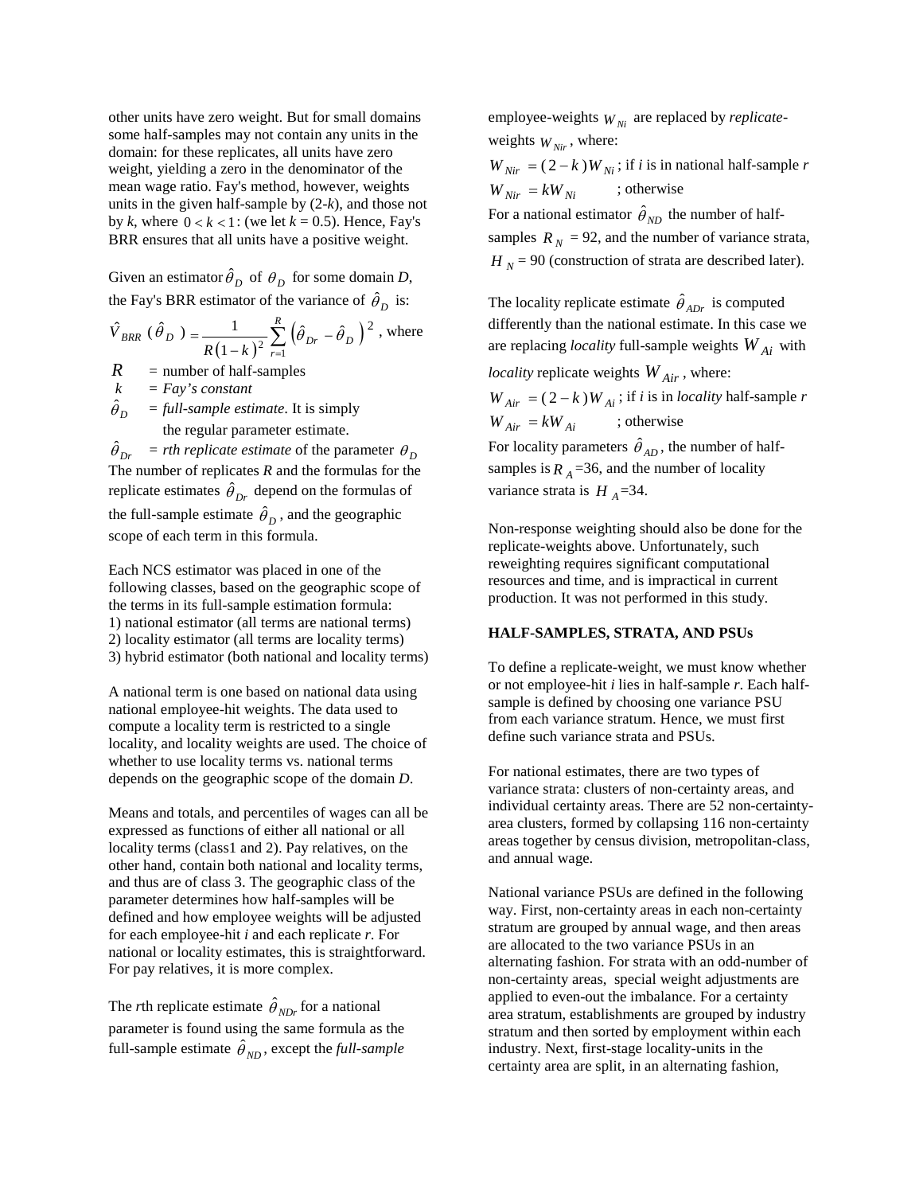other units have zero weight. But for small domains some half-samples may not contain any units in the domain: for these replicates, all units have zero weight, yielding a zero in the denominator of the mean wage ratio. Fay's method, however, weights units in the given half-sample by (2-$k$), and those not by $k$, where $0 < k < 1$: (we let $k$ = 0.5). Hence, Fay's BRR ensures that all units have a positive weight.

Given an estimator $\hat{\theta}_D$ of $\theta_D$ for some domain $D$, the Fay's BRR estimator of the variance of $\hat{\theta}_D$ is:

$$\hat{V}_{BRR}(\hat{\theta}_D) = \frac{1}{R(1-k)^2} \sum_{r=1}^{R} \left(\hat{\theta}_{Dr} - \hat{\theta}_D\right)^2 \text{, where}$$

$R$ = number of half-samples
$k$ = *Fay's constant*
$\hat{\theta}_D$ = *full-sample estimate*. It is simply the regular parameter estimate.
$\hat{\theta}_{Dr}$ = *rth replicate estimate* of the parameter $\theta_D$

The number of replicates $R$ and the formulas for the replicate estimates $\hat{\theta}_{Dr}$ depend on the formulas of the full-sample estimate $\hat{\theta}_D$, and the geographic scope of each term in this formula.

Each NCS estimator was placed in one of the following classes, based on the geographic scope of the terms in its full-sample estimation formula:
1) national estimator (all terms are national terms)
2) locality estimator (all terms are locality terms)
3) hybrid estimator (both national and locality terms)

A national term is one based on national data using national employee-hit weights. The data used to compute a locality term is restricted to a single locality, and locality weights are used. The choice of whether to use locality terms vs. national terms depends on the geographic scope of the domain $D$.

Means and totals, and percentiles of wages can all be expressed as functions of either all national or all locality terms (class1 and 2). Pay relatives, on the other hand, contain both national and locality terms, and thus are of class 3. The geographic class of the parameter determines how half-samples will be defined and how employee weights will be adjusted for each employee-hit $i$ and each replicate $r$. For national or locality estimates, this is straightforward. For pay relatives, it is more complex.

The $r$th replicate estimate $\hat{\theta}_{NDr}$ for a national parameter is found using the same formula as the full-sample estimate $\hat{\theta}_{ND}$, except the *full-sample* employee-weights $W_{Ni}$ are replaced by *replicate*-weights $W_{Nir}$, where:

$W_{Nir} = (2-k)W_{Ni}$ ; if $i$ is in national half-sample $r$
$W_{Nir} = kW_{Ni}$ ; otherwise

For a national estimator $\hat{\theta}_{ND}$ the number of half-samples $R_N$ = 92, and the number of variance strata, $H_N$ = 90 (construction of strata are described later).

The locality replicate estimate $\hat{\theta}_{ADr}$ is computed differently than the national estimate. In this case we are replacing *locality* full-sample weights $W_{Ai}$ with *locality* replicate weights $W_{Air}$, where:

$W_{Air} = (2-k)W_{Ai}$ ; if $i$ is in *locality* half-sample $r$
$W_{Air} = kW_{Ai}$ ; otherwise

For locality parameters $\hat{\theta}_{AD}$, the number of half-samples is $R_A$=36, and the number of locality variance strata is $H_A$=34.

Non-response weighting should also be done for the replicate-weights above. Unfortunately, such reweighting requires significant computational resources and time, and is impractical in current production. It was not performed in this study.

**HALF-SAMPLES, STRATA, AND PSUs**

To define a replicate-weight, we must know whether or not employee-hit $i$ lies in half-sample $r$. Each half-sample is defined by choosing one variance PSU from each variance stratum. Hence, we must first define such variance strata and PSUs.

For national estimates, there are two types of variance strata: clusters of non-certainty areas, and individual certainty areas. There are 52 non-certainty-area clusters, formed by collapsing 116 non-certainty areas together by census division, metropolitan-class, and annual wage.

National variance PSUs are defined in the following way. First, non-certainty areas in each non-certainty stratum are grouped by annual wage, and then areas are allocated to the two variance PSUs in an alternating fashion. For strata with an odd-number of non-certainty areas, special weight adjustments are applied to even-out the imbalance. For a certainty area stratum, establishments are grouped by industry stratum and then sorted by employment within each industry. Next, first-stage locality-units in the certainty area are split, in an alternating fashion,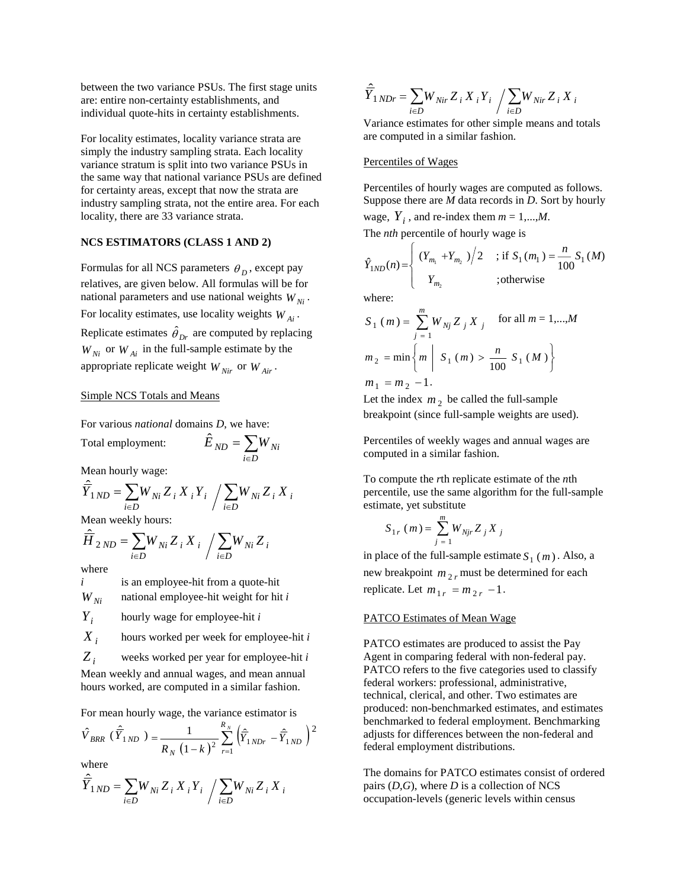between the two variance PSUs. The first stage units are: entire non-certainty establishments, and individual quote-hits in certainty establishments.

For locality estimates, locality variance strata are simply the industry sampling strata. Each locality variance stratum is split into two variance PSUs in the same way that national variance PSUs are defined for certainty areas, except that now the strata are industry sampling strata, not the entire area. For each locality, there are 33 variance strata.

**NCS ESTIMATORS (CLASS 1 AND 2)**

Formulas for all NCS parameters $\theta_D$, except pay relatives, are given below. All formulas will be for national parameters and use national weights $W_{Ni}$. For locality estimates, use locality weights $W_{Ai}$. Replicate estimates $\hat{\theta}_{Dr}$ are computed by replacing $W_{Ni}$ or $W_{Ai}$ in the full-sample estimate by the appropriate replicate weight $W_{Nir}$ or $W_{Air}$.

Simple NCS Totals and Means

For various *national* domains *D*, we have:

Total employment: $\hat{E}_{ND} = \sum_{i \in D} W_{Ni}$

Mean hourly wage:

$$\hat{\bar{Y}}_{1ND} = \sum_{i \in D} W_{Ni} Z_i X_i Y_i \Big/ \sum_{i \in D} W_{Ni} Z_i X_i$$

Mean weekly hours:

$$\hat{\bar{H}}_{2ND} = \sum_{i \in D} W_{Ni} Z_i X_i \Big/ \sum_{i \in D} W_{Ni} Z_i$$

where

- $i$ is an employee-hit from a quote-hit
- $W_{Ni}$ national employee-hit weight for hit $i$
- $Y_i$ hourly wage for employee-hit $i$
- $X_i$ hours worked per week for employee-hit $i$
- $Z_i$ weeks worked per year for employee-hit $i$

Mean weekly and annual wages, and mean annual hours worked, are computed in a similar fashion.

For mean hourly wage, the variance estimator is

$$\hat{V}_{BRR}\left(\hat{\bar{Y}}_{1ND}\right) = \frac{1}{R_N (1-k)^2} \sum_{r=1}^{R_N} \left(\hat{\bar{Y}}_{1NDr} - \hat{\bar{Y}}_{1ND}\right)^2$$

where

$$\hat{\bar{Y}}_{1ND} = \sum_{i \in D} W_{Ni} Z_i X_i Y_i \Big/ \sum_{i \in D} W_{Ni} Z_i X_i$$

$$\hat{\bar{Y}}_{1NDr} = \sum_{i \in D} W_{Nir} Z_i X_i Y_i \Big/ \sum_{i \in D} W_{Nir} Z_i X_i$$

Variance estimates for other simple means and totals are computed in a similar fashion.

Percentiles of Wages

Percentiles of hourly wages are computed as follows. Suppose there are *M* data records in *D*. Sort by hourly wage, $Y_i$, and re-index them $m = 1,...,M$.

The *nth* percentile of hourly wage is

$$\hat{Y}_{1ND}(n) = \begin{cases} (Y_{m_1} + Y_{m_2})/2 & ;\text{if } S_1(m_1) = \dfrac{n}{100} S_1(M) \\ Y_{m_2} & ;\text{otherwise} \end{cases}$$

where:

$$S_1(m) = \sum_{j=1}^{m} W_{Nj} Z_j X_j \quad \text{for all } m = 1,...,M$$

$$m_2 = \min\left\{ m \;\middle|\; S_1(m) > \frac{n}{100} S_1(M) \right\}$$

$$m_1 = m_2 - 1.$$

Let the index $m_2$ be called the full-sample breakpoint (since full-sample weights are used).

Percentiles of weekly wages and annual wages are computed in a similar fashion.

To compute the *r*th replicate estimate of the *n*th percentile, use the same algorithm for the full-sample estimate, yet substitute

$$S_{1r}(m) = \sum_{j=1}^{m} W_{Njr} Z_j X_j$$

in place of the full-sample estimate $S_1(m)$. Also, a new breakpoint $m_{2r}$ must be determined for each replicate. Let $m_{1r} = m_{2r} - 1$.

PATCO Estimates of Mean Wage

PATCO estimates are produced to assist the Pay Agent in comparing federal with non-federal pay. PATCO refers to the five categories used to classify federal workers: professional, administrative, technical, clerical, and other. Two estimates are produced: non-benchmarked estimates, and estimates benchmarked to federal employment. Benchmarking adjusts for differences between the non-federal and federal employment distributions.

The domains for PATCO estimates consist of ordered pairs (*D*,*G*), where *D* is a collection of NCS occupation-levels (generic levels within census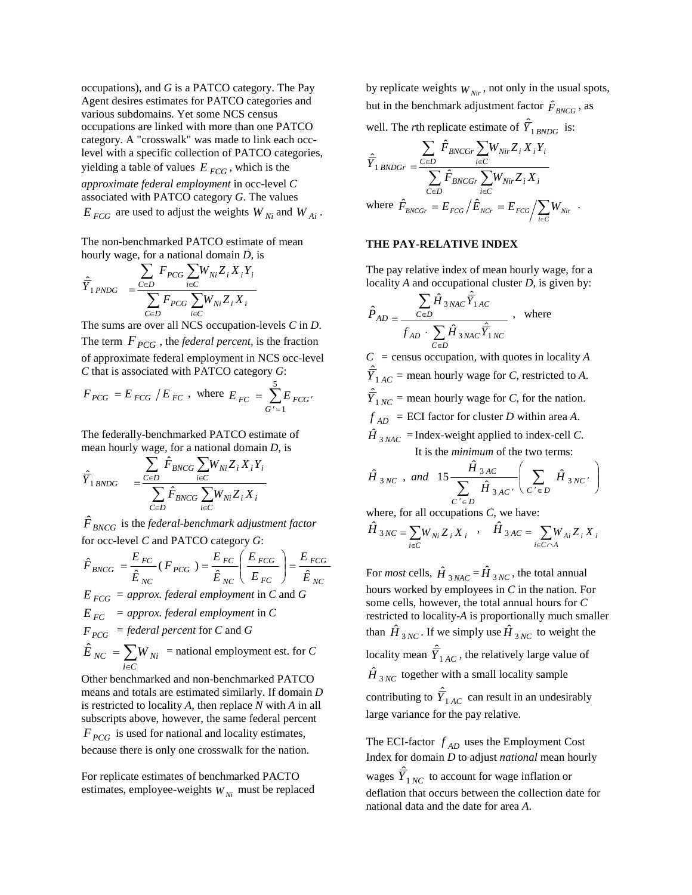occupations), and $G$ is a PATCO category. The Pay Agent desires estimates for PATCO categories and various subdomains. Yet some NCS census occupations are linked with more than one PATCO category. A "crosswalk" was made to link each occ-level with a specific collection of PATCO categories, yielding a table of values $E_{FCG}$, which is the *approximate federal employment* in occ-level $C$ associated with PATCO category $G$. The values $E_{FCG}$ are used to adjust the weights $W_{Ni}$ and $W_{Ai}$.

The non-benchmarked PATCO estimate of mean hourly wage, for a national domain $D$, is

$$\hat{\bar{Y}}_{1\,PNDG} = \frac{\sum_{C \in D} F_{PCG} \sum_{i \in C} W_{Ni} Z_i X_i Y_i}{\sum_{C \in D} F_{PCG} \sum_{i \in C} W_{Ni} Z_i X_i}$$

The sums are over all NCS occupation-levels $C$ in $D$. The term $F_{PCG}$, the *federal percent*, is the fraction of approximate federal employment in NCS occ-level $C$ that is associated with PATCO category $G$:

$$F_{PCG} = E_{FCG} / E_{FC}, \text{ where } E_{FC} = \sum_{G'=1}^{5} E_{FCG'}$$

The federally-benchmarked PATCO estimate of mean hourly wage, for a national domain $D$, is

$$\hat{\bar{Y}}_{1\,BNDG} = \frac{\sum_{C \in D} \hat{F}_{BNCG} \sum_{i \in C} W_{Ni} Z_i X_i Y_i}{\sum_{C \in D} \hat{F}_{BNCG} \sum_{i \in C} W_{Ni} Z_i X_i}$$

$\hat{F}_{BNCG}$ is the *federal-benchmark adjustment factor* for occ-level $C$ and PATCO category $G$:

$$\hat{F}_{BNCG} = \frac{E_{FC}}{\hat{E}_{NC}}(F_{PCG}) = \frac{E_{FC}}{\hat{E}_{NC}}\left(\frac{E_{FCG}}{E_{FC}}\right) = \frac{E_{FCG}}{\hat{E}_{NC}}$$

$E_{FCG}$ = *approx. federal employment* in $C$ and $G$

$E_{FC}$ = *approx. federal employment* in $C$

$F_{PCG}$ = *federal percent* for $C$ and $G$

$\hat{E}_{NC} = \sum_{i \in C} W_{Ni}$ = national employment est. for $C$

Other benchmarked and non-benchmarked PATCO means and totals are estimated similarly. If domain $D$ is restricted to locality $A$, then replace $N$ with $A$ in all subscripts above, however, the same federal percent $F_{PCG}$ is used for national and locality estimates, because there is only one crosswalk for the nation.

For replicate estimates of benchmarked PACTO estimates, employee-weights $W_{Ni}$ must be replaced by replicate weights $W_{Nir}$, not only in the usual spots, but in the benchmark adjustment factor $\hat{F}_{BNCG}$, as well. The $r$th replicate estimate of $\hat{\bar{Y}}_{1\,BNDG}$ is:

$$\hat{\bar{Y}}_{1\,BNDGr} = \frac{\sum_{C \in D} \hat{F}_{BNCGr} \sum_{i \in C} W_{Nir} Z_i X_i Y_i}{\sum_{C \in D} \hat{F}_{BNCGr} \sum_{i \in C} W_{Nir} Z_i X_i}$$

where $\hat{F}_{BNCGr} = E_{FCG} \big/ \hat{E}_{NCr} = E_{FCG} \big/ \sum_{i \in C} W_{Nir}$ .

## THE PAY-RELATIVE INDEX

The pay relative index of mean hourly wage, for a locality $A$ and occupational cluster $D$, is given by:

$$\hat{P}_{AD} = \frac{\sum_{C \in D} \hat{H}_{3\,NAC} \hat{\bar{Y}}_{1\,AC}}{f_{AD} \cdot \sum_{C \in D} \hat{H}_{3\,NAC} \hat{\bar{Y}}_{1\,NC}}, \quad \text{where}$$

$C$ = census occupation, with quotes in locality $A$

$\hat{\bar{Y}}_{1\,AC}$ = mean hourly wage for $C$, restricted to $A$.

$\hat{\bar{Y}}_{1\,NC}$ = mean hourly wage for $C$, for the nation.

$f_{AD}$ = ECI factor for cluster $D$ within area $A$.

$\hat{H}_{3\,NAC}$ = Index-weight applied to index-cell $C$. It is the *minimum* of the two terms:

$$\hat{H}_{3\,NC}\ , \ and \ \ 15 \frac{\hat{H}_{3\,AC}}{\sum_{C' \in D} \hat{H}_{3\,AC'}} \left( \sum_{C' \in D} \hat{H}_{3\,NC'} \right)$$

where, for all occupations $C$, we have:

$$\hat{H}_{3\,NC} = \sum_{i \in C} W_{Ni} Z_i X_i \quad , \quad \hat{H}_{3\,AC} = \sum_{i \in C \cap A} W_{Ai} Z_i X_i$$

For *most* cells, $\hat{H}_{3\,NAC} = \hat{H}_{3\,NC}$, the total annual hours worked by employees in $C$ in the nation. For some cells, however, the total annual hours for $C$ restricted to locality-$A$ is proportionally much smaller than $\hat{H}_{3\,NC}$. If we simply use $\hat{H}_{3\,NC}$ to weight the locality mean $\hat{\bar{Y}}_{1\,AC}$, the relatively large value of $\hat{H}_{3\,NC}$ together with a small locality sample contributing to $\hat{\bar{Y}}_{1\,AC}$ can result in an undesirably large variance for the pay relative.

The ECI-factor $f_{AD}$ uses the Employment Cost Index for domain $D$ to adjust *national* mean hourly wages $\hat{\bar{Y}}_{1\,NC}$ to account for wage inflation or deflation that occurs between the collection date for national data and the date for area $A$.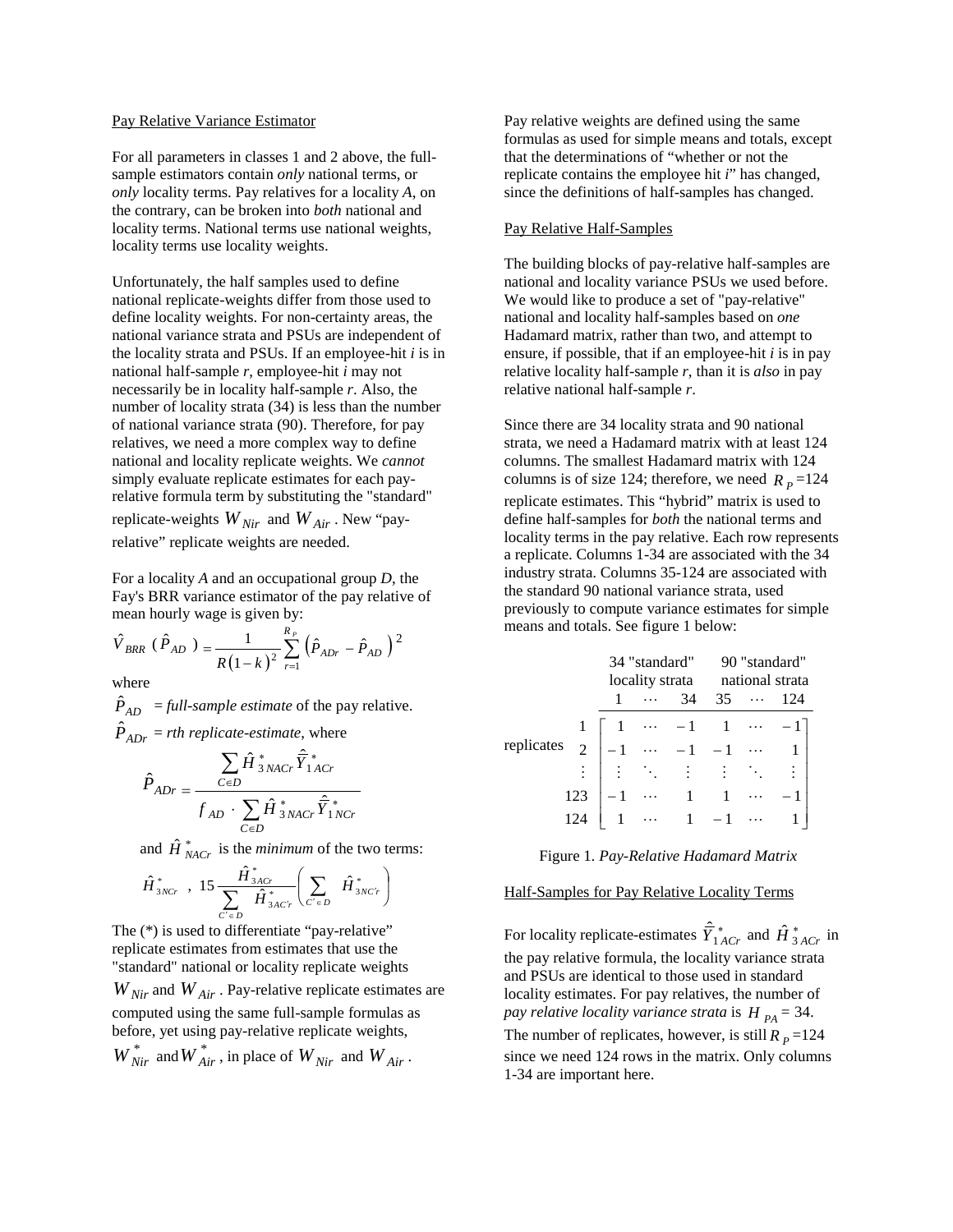Pay Relative Variance Estimator

For all parameters in classes 1 and 2 above, the full-sample estimators contain *only* national terms, or *only* locality terms. Pay relatives for a locality *A*, on the contrary, can be broken into *both* national and locality terms. National terms use national weights, locality terms use locality weights.

Unfortunately, the half samples used to define national replicate-weights differ from those used to define locality weights. For non-certainty areas, the national variance strata and PSUs are independent of the locality strata and PSUs. If an employee-hit *i* is in national half-sample *r*, employee-hit *i* may not necessarily be in locality half-sample *r*. Also, the number of locality strata (34) is less than the number of national variance strata (90). Therefore, for pay relatives, we need a more complex way to define national and locality replicate weights. We *cannot* simply evaluate replicate estimates for each pay-relative formula term by substituting the "standard" replicate-weights $W_{Nir}$ and $W_{Air}$. New "pay-relative" replicate weights are needed.

For a locality *A* and an occupational group *D*, the Fay's BRR variance estimator of the pay relative of mean hourly wage is given by:

$$\hat{V}_{BRR}\left(\hat{P}_{AD}\right) = \frac{1}{R(1-k)^2}\sum_{r=1}^{R_P}\left(\hat{P}_{ADr} - \hat{P}_{AD}\right)^2$$

where

$\hat{P}_{AD}$ = *full-sample estimate* of the pay relative.

$\hat{P}_{ADr}$ = *rth replicate-estimate*, where

$$\hat{P}_{ADr} = \frac{\sum_{C \in D} \hat{H}^*_{3NACr}\hat{\bar{Y}}^*_{1ACr}}{f_{AD} \cdot \sum_{C \in D} \hat{H}^*_{3NACr}\hat{\bar{Y}}^*_{1NCr}}$$

and $\hat{H}^*_{NACr}$ is the *minimum* of the two terms:

$$\hat{H}^*_{3NCr}\ ,\ 15\frac{\hat{H}^*_{3ACr}}{\sum_{C' \in D}\hat{H}^*_{3AC'r}}\left(\sum_{C' \in D}\hat{H}^*_{3NC'r}\right)$$

The (*) is used to differentiate "pay-relative" replicate estimates from estimates that use the "standard" national or locality replicate weights $W_{Nir}$ and $W_{Air}$. Pay-relative replicate estimates are computed using the same full-sample formulas as before, yet using pay-relative replicate weights, $W^*_{Nir}$ and $W^*_{Air}$, in place of $W_{Nir}$ and $W_{Air}$.

Pay relative weights are defined using the same formulas as used for simple means and totals, except that the determinations of "whether or not the replicate contains the employee hit *i*" has changed, since the definitions of half-samples has changed.

Pay Relative Half-Samples

The building blocks of pay-relative half-samples are national and locality variance PSUs we used before. We would like to produce a set of "pay-relative" national and locality half-samples based on *one* Hadamard matrix, rather than two, and attempt to ensure, if possible, that if an employee-hit *i* is in pay relative locality half-sample *r*, than it is *also* in pay relative national half-sample *r*.

Since there are 34 locality strata and 90 national strata, we need a Hadamard matrix with at least 124 columns. The smallest Hadamard matrix with 124 columns is of size 124; therefore, we need $R_P = 124$ replicate estimates. This "hybrid" matrix is used to define half-samples for *both* the national terms and locality terms in the pay relative. Each row represents a replicate. Columns 1-34 are associated with the 34 industry strata. Columns 35-124 are associated with the standard 90 national variance strata, used previously to compute variance estimates for simple means and totals. See figure 1 below:

$$\begin{array}{cc} & \begin{array}{ccc|ccc} \multicolumn{3}{c}{\text{34 "standard"}} & \multicolumn{3}{c}{\text{90 "standard"}} \\ \multicolumn{3}{c}{\text{locality strata}} & \multicolumn{3}{c}{\text{national strata}} \\ 1 & \cdots & 34 & 35 & \cdots & 124 \end{array} \\ \text{replicates} \begin{array}{c} 1 \\ 2 \\ \vdots \\ 123 \\ 124 \end{array} & \left[\begin{array}{cccccc} 1 & \cdots & -1 & 1 & \cdots & -1 \\ -1 & \cdots & -1 & -1 & \cdots & 1 \\ \vdots & \ddots & \vdots & \vdots & \ddots & \vdots \\ -1 & \cdots & 1 & 1 & \cdots & -1 \\ 1 & \cdots & 1 & -1 & \cdots & 1 \end{array}\right] \end{array}$$

Figure 1. *Pay-Relative Hadamard Matrix*

Half-Samples for Pay Relative Locality Terms

For locality replicate-estimates $\hat{\bar{Y}}^*_{1ACr}$ and $\hat{H}^*_{3ACr}$ in the pay relative formula, the locality variance strata and PSUs are identical to those used in standard locality estimates. For pay relatives, the number of *pay relative locality variance strata* is $H_{PA} = 34$. The number of replicates, however, is still $R_P = 124$ since we need 124 rows in the matrix. Only columns 1-34 are important here.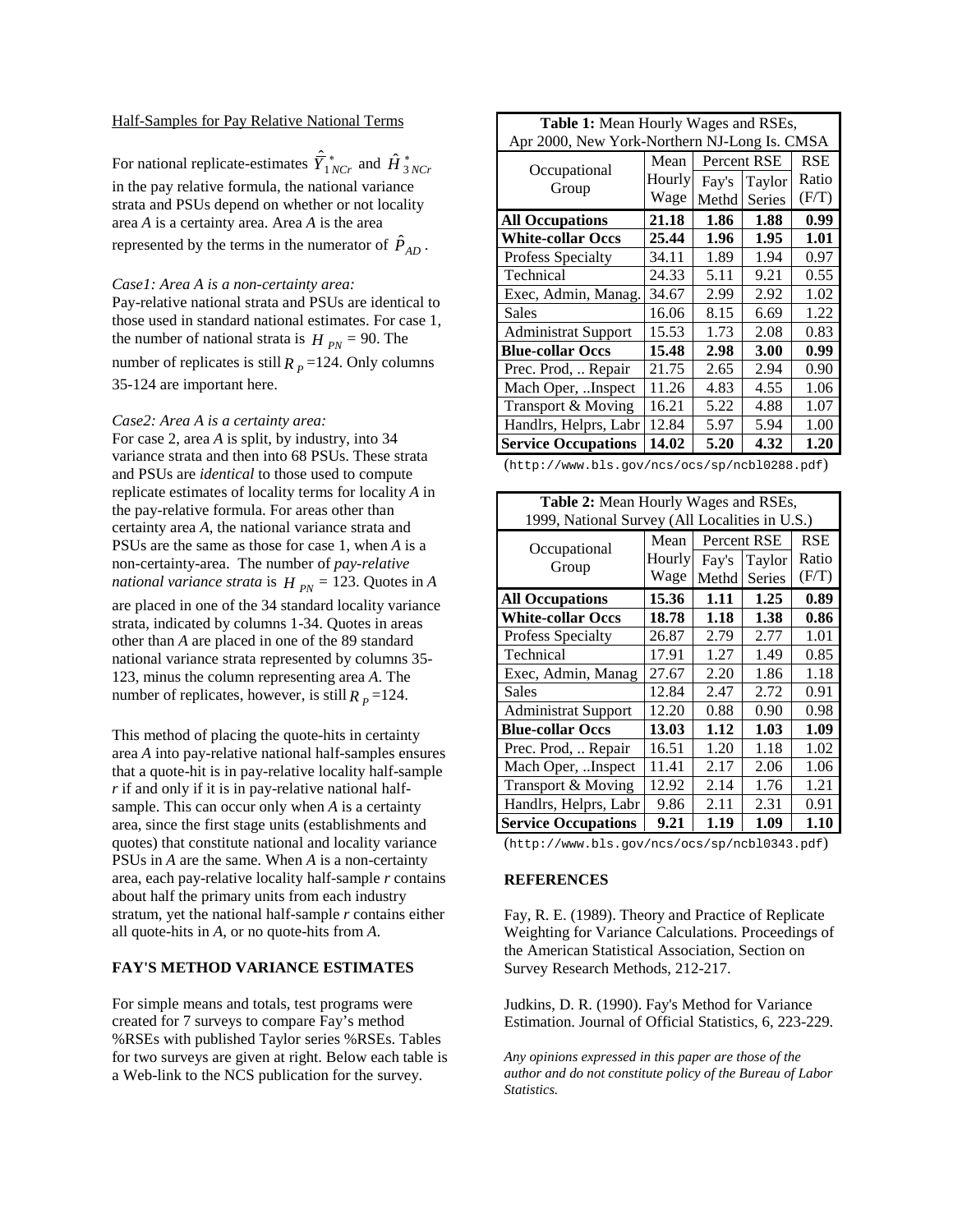Half-Samples for Pay Relative National Terms

For national replicate-estimates $\hat{\bar{Y}}^*_{1NCr}$ and $\hat{H}^*_{3NCr}$ in the pay relative formula, the national variance strata and PSUs depend on whether or not locality area *A* is a certainty area. Area *A* is the area represented by the terms in the numerator of $\hat{P}_{AD}$.

*Case1: Area A is a non-certainty area:*
Pay-relative national strata and PSUs are identical to those used in standard national estimates. For case 1, the number of national strata is $H_{PN} = 90$. The number of replicates is still $R_P = 124$. Only columns 35-124 are important here.

*Case2: Area A is a certainty area:*
For case 2, area *A* is split, by industry, into 34 variance strata and then into 68 PSUs. These strata and PSUs are *identical* to those used to compute replicate estimates of locality terms for locality *A* in the pay-relative formula. For areas other than certainty area *A*, the national variance strata and PSUs are the same as those for case 1, when *A* is a non-certainty-area. The number of *pay-relative national variance strata* is $H_{PN} = 123$. Quotes in *A* are placed in one of the 34 standard locality variance strata, indicated by columns 1-34. Quotes in areas other than *A* are placed in one of the 89 standard national variance strata represented by columns 35-123, minus the column representing area *A*. The number of replicates, however, is still $R_P = 124$.

This method of placing the quote-hits in certainty area *A* into pay-relative national half-samples ensures that a quote-hit is in pay-relative locality half-sample *r* if and only if it is in pay-relative national half-sample. This can occur only when *A* is a certainty area, since the first stage units (establishments and quotes) that constitute national and locality variance PSUs in *A* are the same. When *A* is a non-certainty area, each pay-relative locality half-sample *r* contains about half the primary units from each industry stratum, yet the national half-sample *r* contains either all quote-hits in *A*, or no quote-hits from *A*.

## FAY'S METHOD VARIANCE ESTIMATES

For simple means and totals, test programs were created for 7 surveys to compare Fay's method %RSEs with published Taylor series %RSEs. Tables for two surveys are given at right. Below each table is a Web-link to the NCS publication for the survey.

**Table 1:** Mean Hourly Wages and RSEs, Apr 2000, New York-Northern NJ-Long Is. CMSA

| Occupational Group | Mean Hourly Wage | Percent RSE: Fay's Methd | Percent RSE: Taylor Series | RSE Ratio (F/T) |
|---|---|---|---|---|
| **All Occupations** | **21.18** | **1.86** | **1.88** | **0.99** |
| **White-collar Occs** | **25.44** | **1.96** | **1.95** | **1.01** |
| Profess Specialty | 34.11 | 1.89 | 1.94 | 0.97 |
| Technical | 24.33 | 5.11 | 9.21 | 0.55 |
| Exec, Admin, Manag. | 34.67 | 2.99 | 2.92 | 1.02 |
| Sales | 16.06 | 8.15 | 6.69 | 1.22 |
| Administrat Support | 15.53 | 1.73 | 2.08 | 0.83 |
| **Blue-collar Occs** | **15.48** | **2.98** | **3.00** | **0.99** |
| Prec. Prod, .. Repair | 21.75 | 2.65 | 2.94 | 0.90 |
| Mach Oper, ..Inspect | 11.26 | 4.83 | 4.55 | 1.06 |
| Transport & Moving | 16.21 | 5.22 | 4.88 | 1.07 |
| Handlrs, Helprs, Labr | 12.84 | 5.97 | 5.94 | 1.00 |
| **Service Occupations** | **14.02** | **5.20** | **4.32** | **1.20** |

(http://www.bls.gov/ncs/ocs/sp/ncbl0288.pdf)

**Table 2:** Mean Hourly Wages and RSEs, 1999, National Survey (All Localities in U.S.)

| Occupational Group | Mean Hourly Wage | Percent RSE: Fay's Methd | Percent RSE: Taylor Series | RSE Ratio (F/T) |
|---|---|---|---|---|
| **All Occupations** | **15.36** | **1.11** | **1.25** | **0.89** |
| **White-collar Occs** | **18.78** | **1.18** | **1.38** | **0.86** |
| Profess Specialty | 26.87 | 2.79 | 2.77 | 1.01 |
| Technical | 17.91 | 1.27 | 1.49 | 0.85 |
| Exec, Admin, Manag | 27.67 | 2.20 | 1.86 | 1.18 |
| Sales | 12.84 | 2.47 | 2.72 | 0.91 |
| Administrat Support | 12.20 | 0.88 | 0.90 | 0.98 |
| **Blue-collar Occs** | **13.03** | **1.12** | **1.03** | **1.09** |
| Prec. Prod, .. Repair | 16.51 | 1.20 | 1.18 | 1.02 |
| Mach Oper, ..Inspect | 11.41 | 2.17 | 2.06 | 1.06 |
| Transport & Moving | 12.92 | 2.14 | 1.76 | 1.21 |
| Handlrs, Helprs, Labr | 9.86 | 2.11 | 2.31 | 0.91 |
| **Service Occupations** | **9.21** | **1.19** | **1.09** | **1.10** |

(http://www.bls.gov/ncs/ocs/sp/ncbl0343.pdf)

## REFERENCES

Fay, R. E. (1989). Theory and Practice of Replicate Weighting for Variance Calculations. Proceedings of the American Statistical Association, Section on Survey Research Methods, 212-217.

Judkins, D. R. (1990). Fay's Method for Variance Estimation. Journal of Official Statistics, 6, 223-229.

*Any opinions expressed in this paper are those of the author and do not constitute policy of the Bureau of Labor Statistics.*